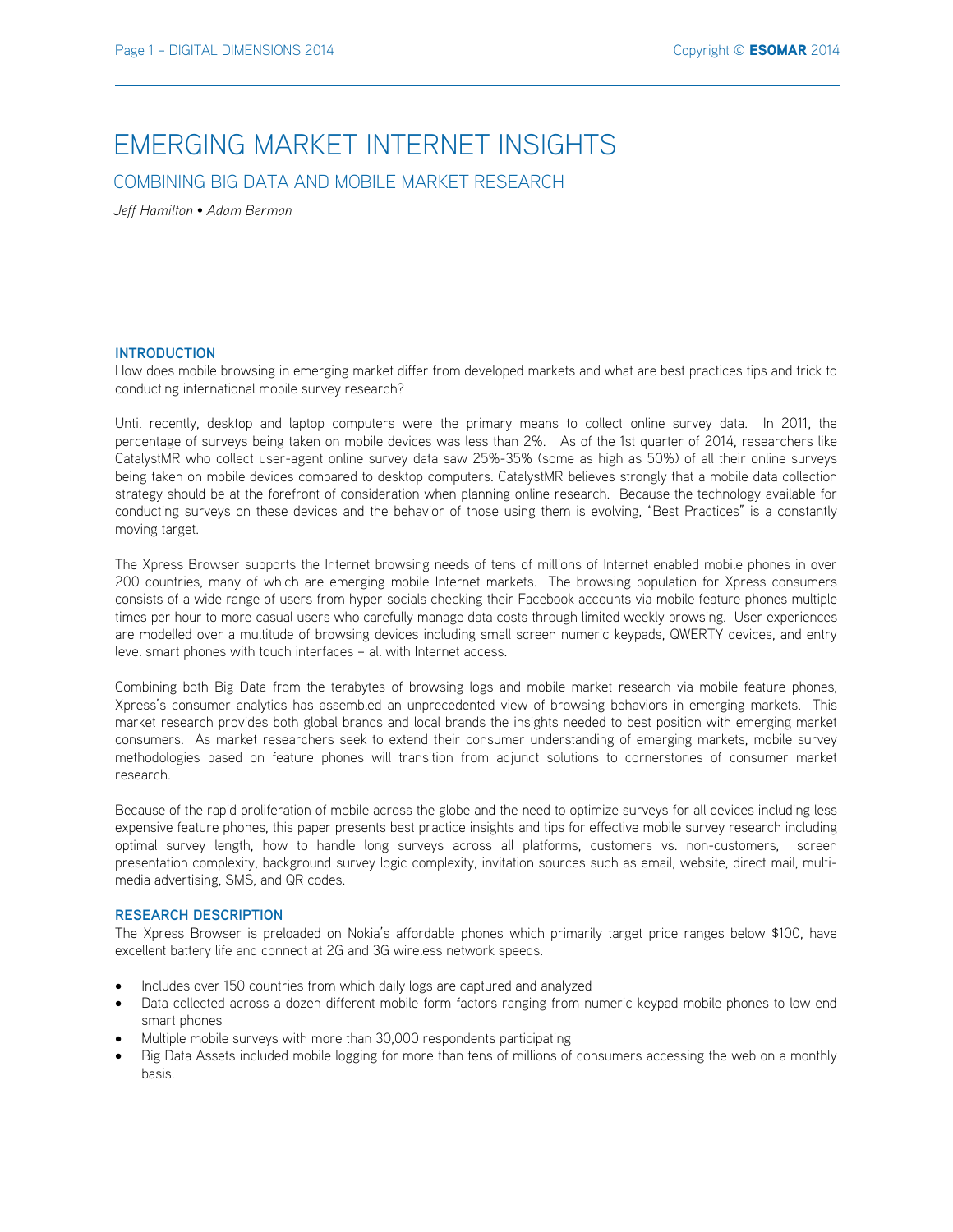# EMERGING MARKET INTERNET INSIGHTS

## COMBINING BIG DATA AND MOBILE MARKET RESEARCH

*Jeff Hamilton • Adam Berman*

### INTRODUCTION

How does mobile browsing in emerging market differ from developed markets and what are best practices tips and trick to conducting international mobile survey research?

Until recently, desktop and laptop computers were the primary means to collect online survey data. In 2011, the percentage of surveys being taken on mobile devices was less than 2%. As of the 1st quarter of 2014, researchers like CatalystMR who collect user-agent online survey data saw 25%-35% (some as high as 50%) of all their online surveys being taken on mobile devices compared to desktop computers. CatalystMR believes strongly that a mobile data collection strategy should be at the forefront of consideration when planning online research. Because the technology available for conducting surveys on these devices and the behavior of those using them is evolving, "Best Practices" is a constantly moving target.

The Xpress Browser supports the Internet browsing needs of tens of millions of Internet enabled mobile phones in over 200 countries, many of which are emerging mobile Internet markets. The browsing population for Xpress consumers consists of a wide range of users from hyper socials checking their Facebook accounts via mobile feature phones multiple times per hour to more casual users who carefully manage data costs through limited weekly browsing. User experiences are modelled over a multitude of browsing devices including small screen numeric keypads, QWERTY devices, and entry level smart phones with touch interfaces – all with Internet access.

Combining both Big Data from the terabytes of browsing logs and mobile market research via mobile feature phones, Xpress's consumer analytics has assembled an unprecedented view of browsing behaviors in emerging markets. This market research provides both global brands and local brands the insights needed to best position with emerging market consumers. As market researchers seek to extend their consumer understanding of emerging markets, mobile survey methodologies based on feature phones will transition from adjunct solutions to cornerstones of consumer market research.

Because of the rapid proliferation of mobile across the globe and the need to optimize surveys for all devices including less expensive feature phones, this paper presents best practice insights and tips for effective mobile survey research including optimal survey length, how to handle long surveys across all platforms, customers vs. non-customers, screen presentation complexity, background survey logic complexity, invitation sources such as email, website, direct mail, multi-media advertising, SMS, and QR codes.

### RESEARCH DESCRIPTION

The Xpress Browser is preloaded on Nokia's affordable phones which primarily target price ranges below $100, have excellent battery life and connect at 2G and 3G wireless network speeds.

- Includes over 150 countries from which daily logs are captured and analyzed
- Data collected across a dozen different mobile form factors ranging from numeric keypad mobile phones to low end smart phones
- Multiple mobile surveys with more than 30,000 respondents participating
- Big Data Assets included mobile logging for more than tens of millions of consumers accessing the web on a monthly basis.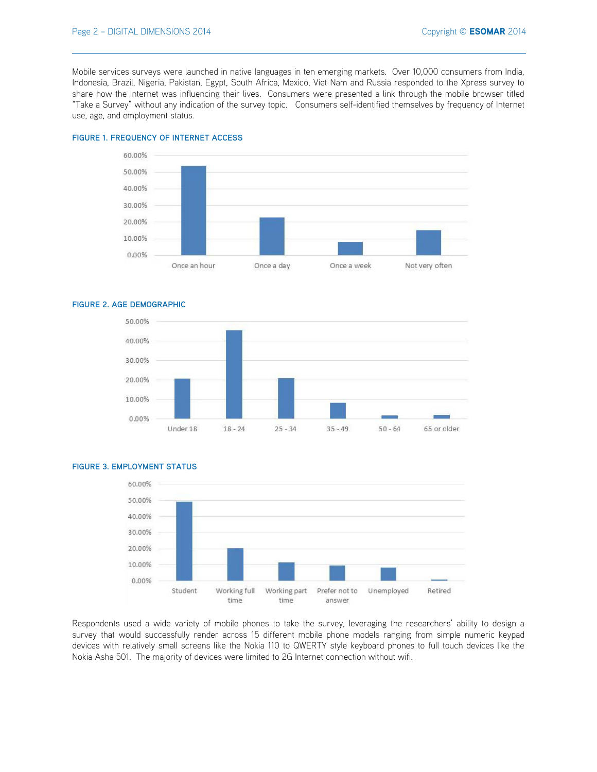Mobile services surveys were launched in native languages in ten emerging markets. Over 10,000 consumers from India, Indonesia, Brazil, Nigeria, Pakistan, Egypt, South Africa, Mexico, Viet Nam and Russia responded to the Xpress survey to share how the Internet was influencing their lives. Consumers were presented a link through the mobile browser titled "Take a Survey" without any indication of the survey topic. Consumers self-identified themselves by frequency of Internet use, age, and employment status.

**FIGURE 1. FREQUENCY OF INTERNET ACCESS**

**FIGURE 2. AGE DEMOGRAPHIC**

**FIGURE 3. EMPLOYMENT STATUS**

Respondents used a wide variety of mobile phones to take the survey, leveraging the researchers' ability to design a survey that would successfully render across 15 different mobile phone models ranging from simple numeric keypad devices with relatively small screens like the Nokia 110 to QWERTY style keyboard phones to full touch devices like the Nokia Asha 501. The majority of devices were limited to 2G Internet connection without wifi.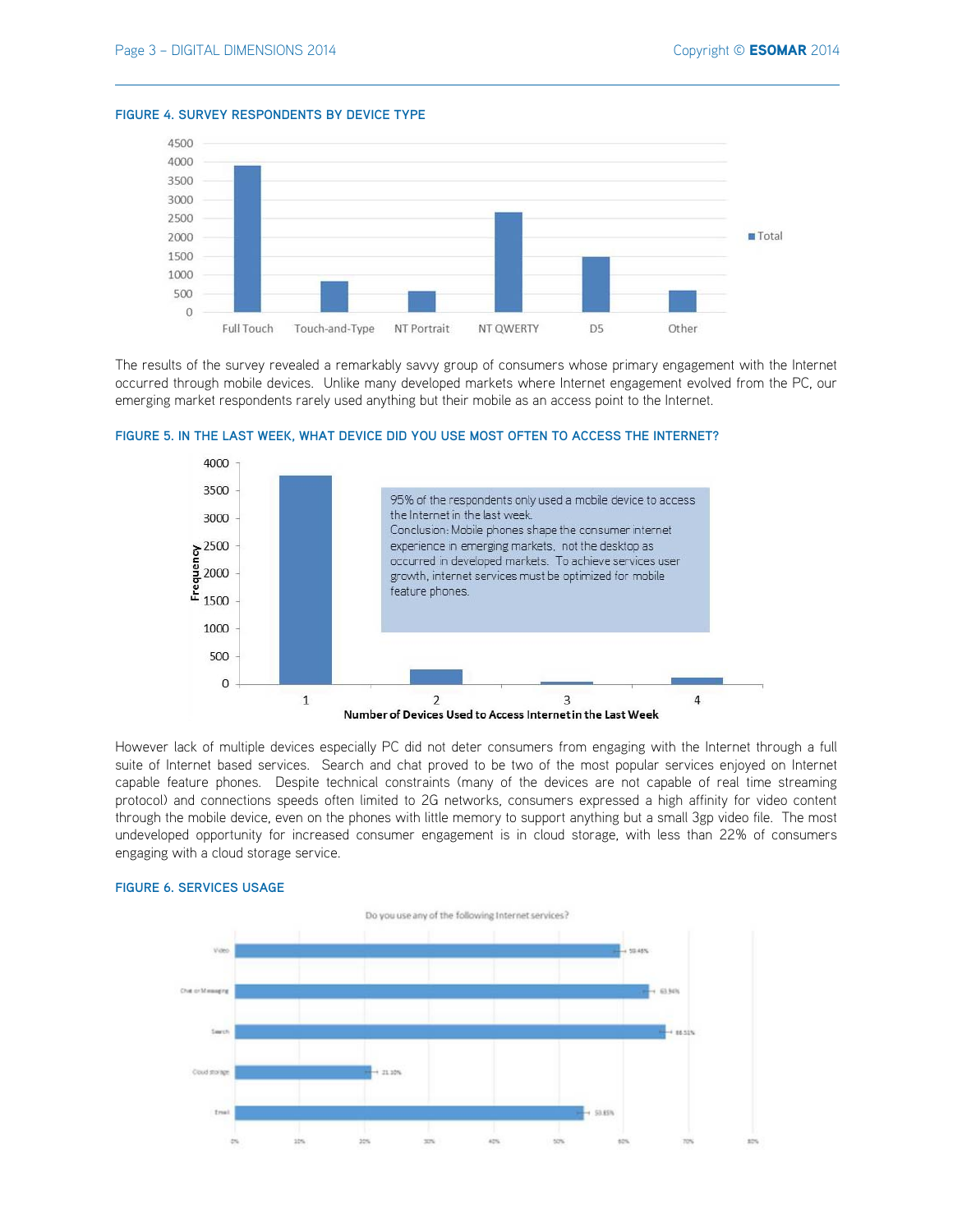**FIGURE 4. SURVEY RESPONDENTS BY DEVICE TYPE**

The results of the survey revealed a remarkably savvy group of consumers whose primary engagement with the Internet occurred through mobile devices. Unlike many developed markets where Internet engagement evolved from the PC, our emerging market respondents rarely used anything but their mobile as an access point to the Internet.

**FIGURE 5. IN THE LAST WEEK, WHAT DEVICE DID YOU USE MOST OFTEN TO ACCESS THE INTERNET?**

However lack of multiple devices especially PC did not deter consumers from engaging with the Internet through a full suite of Internet based services. Search and chat proved to be two of the most popular services enjoyed on Internet capable feature phones. Despite technical constraints (many of the devices are not capable of real time streaming protocol) and connections speeds often limited to 2G networks, consumers expressed a high affinity for video content through the mobile device, even on the phones with little memory to support anything but a small 3gp video file. The most undeveloped opportunity for increased consumer engagement is in cloud storage, with less than 22% of consumers engaging with a cloud storage service.

**FIGURE 6. SERVICES USAGE**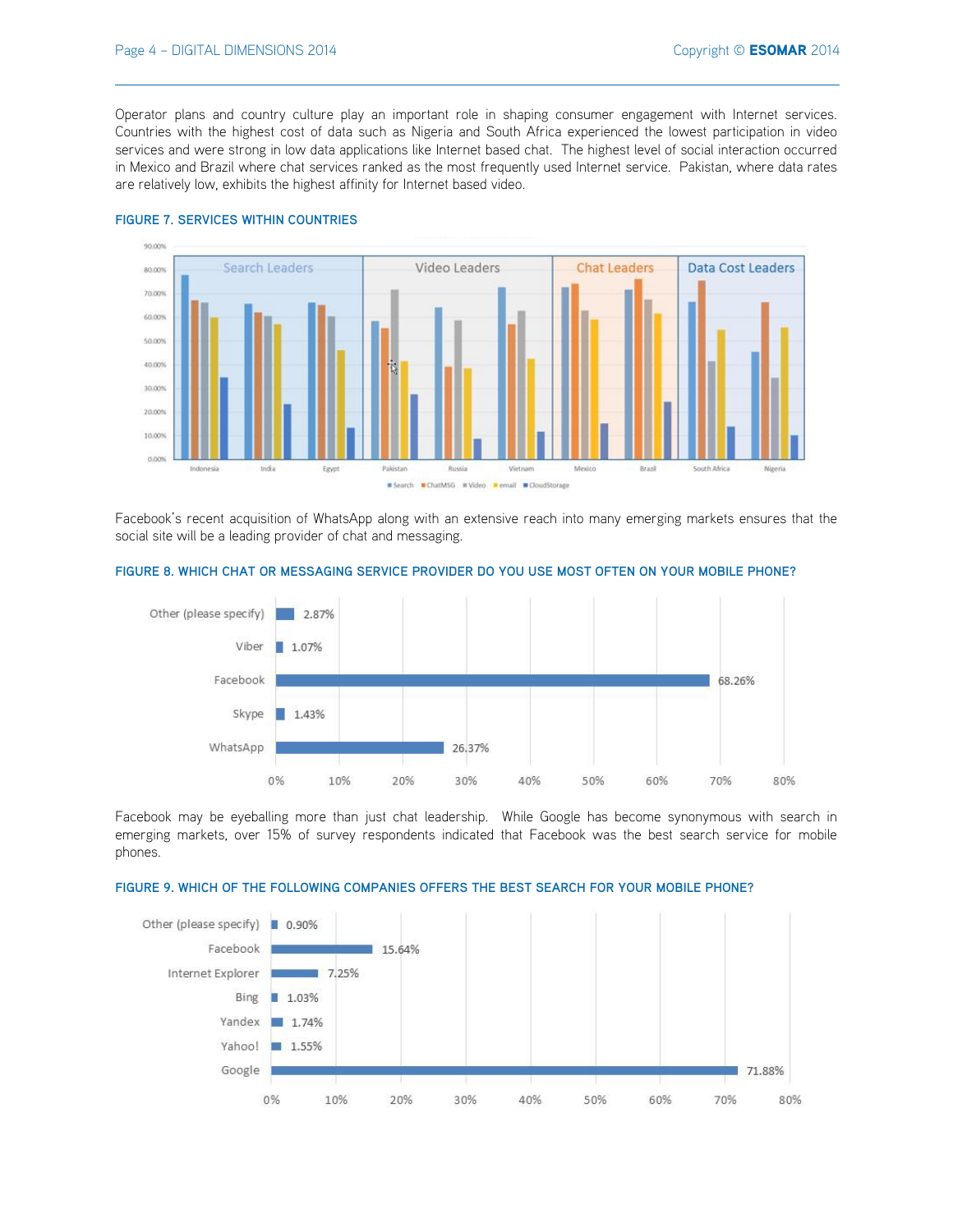Operator plans and country culture play an important role in shaping consumer engagement with Internet services. Countries with the highest cost of data such as Nigeria and South Africa experienced the lowest participation in video services and were strong in low data applications like Internet based chat. The highest level of social interaction occurred in Mexico and Brazil where chat services ranked as the most frequently used Internet service. Pakistan, where data rates are relatively low, exhibits the highest affinity for Internet based video.

**FIGURE 7. SERVICES WITHIN COUNTRIES**

Facebook's recent acquisition of WhatsApp along with an extensive reach into many emerging markets ensures that the social site will be a leading provider of chat and messaging.

**FIGURE 8. WHICH CHAT OR MESSAGING SERVICE PROVIDER DO YOU USE MOST OFTEN ON YOUR MOBILE PHONE?**

| Provider | Share |
|---|---|
| Other (please specify) | 2.87% |
| Viber | 1.07% |
| Facebook | 68.26% |
| Skype | 1.43% |
| WhatsApp | 26.37% |

Facebook may be eyeballing more than just chat leadership. While Google has become synonymous with search in emerging markets, over 15% of survey respondents indicated that Facebook was the best search service for mobile phones.

**FIGURE 9. WHICH OF THE FOLLOWING COMPANIES OFFERS THE BEST SEARCH FOR YOUR MOBILE PHONE?**

| Company | Share |
|---|---|
| Other (please specify) | 0.90% |
| Facebook | 15.64% |
| Internet Explorer | 7.25% |
| Bing | 1.03% |
| Yandex | 1.74% |
| Yahoo! | 1.55% |
| Google | 71.88% |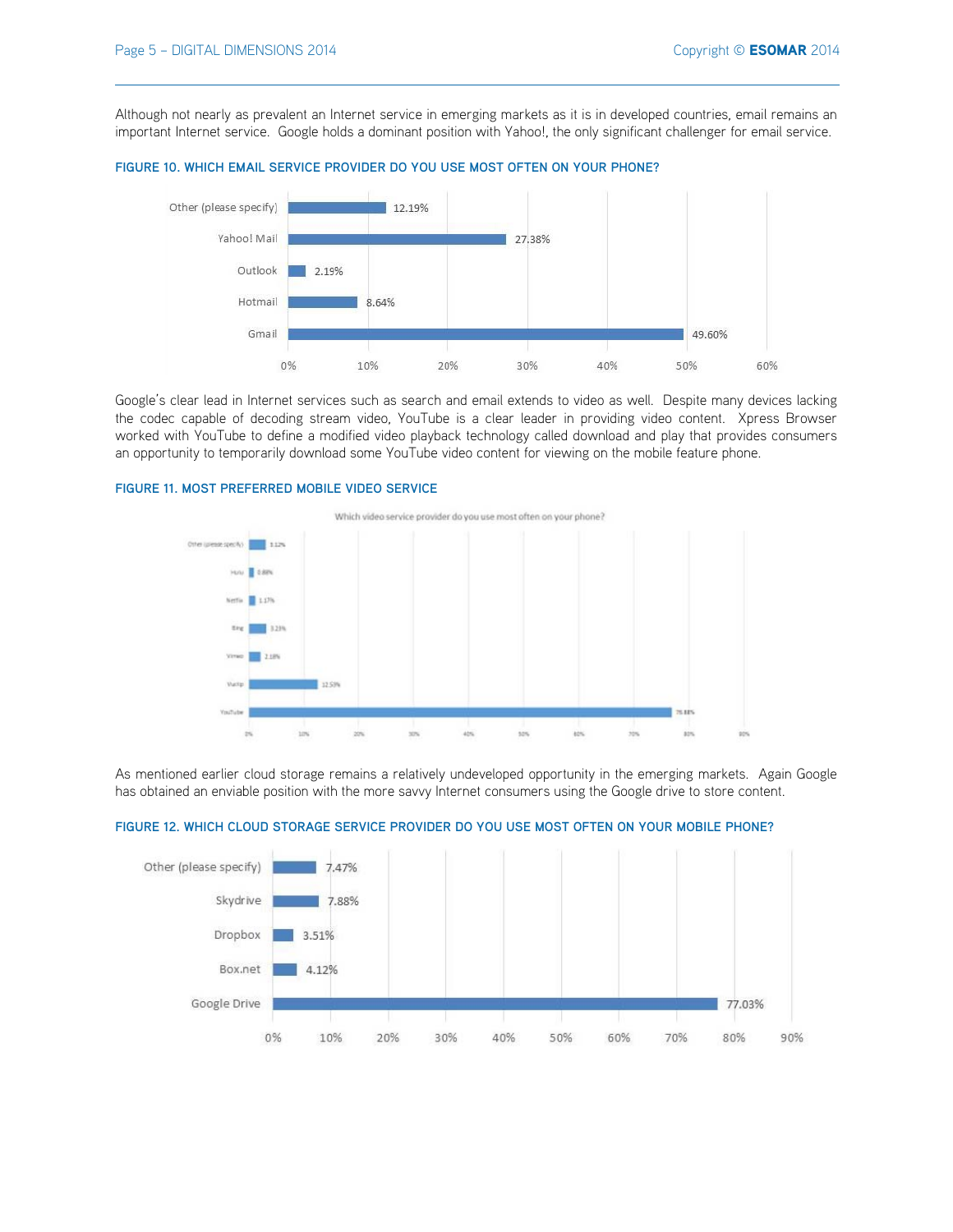Although not nearly as prevalent an Internet service in emerging markets as it is in developed countries, email remains an important Internet service. Google holds a dominant position with Yahoo!, the only significant challenger for email service.

**FIGURE 10. WHICH EMAIL SERVICE PROVIDER DO YOU USE MOST OFTEN ON YOUR PHONE?**

| Provider | Share |
|---|---|
| Other (please specify) | 12.19% |
| Yahoo! Mail | 27.38% |
| Outlook | 2.19% |
| Hotmail | 8.64% |
| Gmail | 49.60% |

Google's clear lead in Internet services such as search and email extends to video as well. Despite many devices lacking the codec capable of decoding stream video, YouTube is a clear leader in providing video content. Xpress Browser worked with YouTube to define a modified video playback technology called download and play that provides consumers an opportunity to temporarily download some YouTube video content for viewing on the mobile feature phone.

**FIGURE 11. MOST PREFERRED MOBILE VIDEO SERVICE**

Which video service provider do you use most often on your phone?

| Provider | Share |
|---|---|
| Other (please specify) | 3.12% |
| Hulu | 0.88% |
| Netflix | 1.17% |
| Bing | 3.23% |
| Vimeo | 2.18% |
| Vuclip | 12.53% |
| YouTube | 76.88% |

As mentioned earlier cloud storage remains a relatively undeveloped opportunity in the emerging markets. Again Google has obtained an enviable position with the more savvy Internet consumers using the Google drive to store content.

**FIGURE 12. WHICH CLOUD STORAGE SERVICE PROVIDER DO YOU USE MOST OFTEN ON YOUR MOBILE PHONE?**

| Provider | Share |
|---|---|
| Other (please specify) | 7.47% |
| Skydrive | 7.88% |
| Dropbox | 3.51% |
| Box.net | 4.12% |
| Google Drive | 77.03% |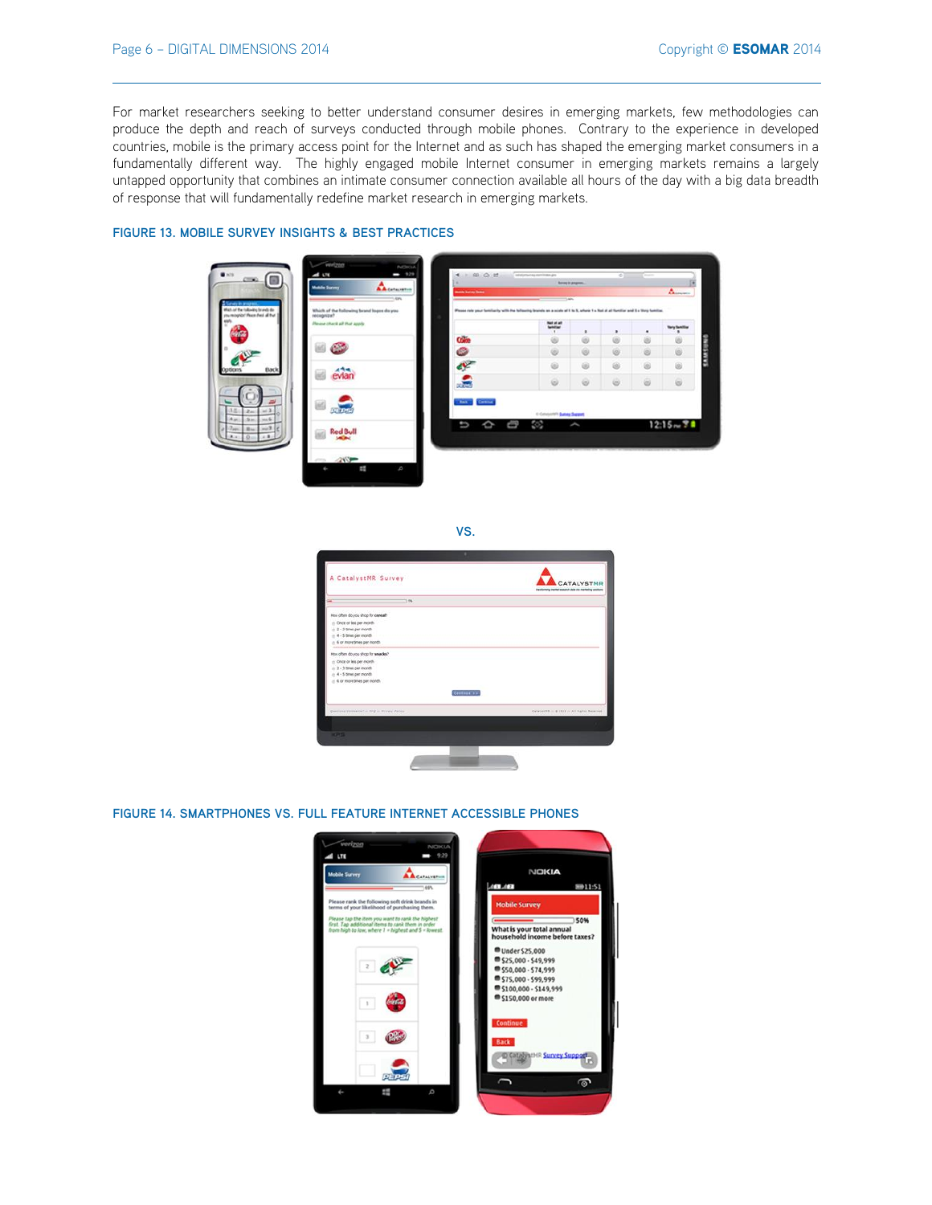For market researchers seeking to better understand consumer desires in emerging markets, few methodologies can produce the depth and reach of surveys conducted through mobile phones. Contrary to the experience in developed countries, mobile is the primary access point for the Internet and as such has shaped the emerging market consumers in a fundamentally different way. The highly engaged mobile Internet consumer in emerging markets remains a largely untapped opportunity that combines an intimate consumer connection available all hours of the day with a big data breadth of response that will fundamentally redefine market research in emerging markets.

**FIGURE 13. MOBILE SURVEY INSIGHTS & BEST PRACTICES**

VS.

**FIGURE 14. SMARTPHONES VS. FULL FEATURE INTERNET ACCESSIBLE PHONES**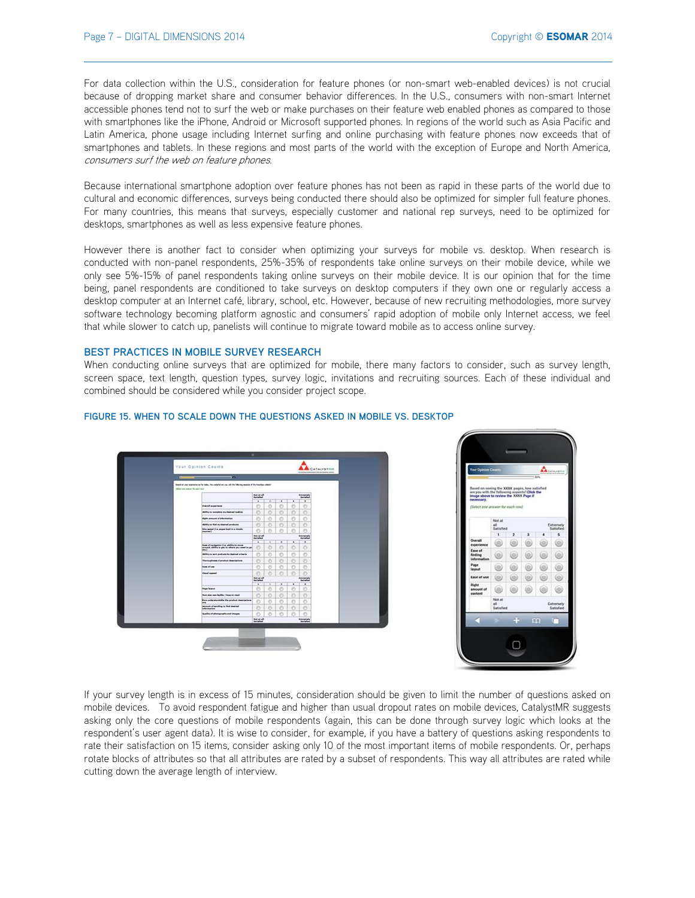For data collection within the U.S., consideration for feature phones (or non-smart web-enabled devices) is not crucial because of dropping market share and consumer behavior differences. In the U.S., consumers with non-smart Internet accessible phones tend not to surf the web or make purchases on their feature web enabled phones as compared to those with smartphones like the iPhone, Android or Microsoft supported phones. In regions of the world such as Asia Pacific and Latin America, phone usage including Internet surfing and online purchasing with feature phones now exceeds that of smartphones and tablets. In these regions and most parts of the world with the exception of Europe and North America, *consumers surf the web on feature phones*.

Because international smartphone adoption over feature phones has not been as rapid in these parts of the world due to cultural and economic differences, surveys being conducted there should also be optimized for simpler full feature phones. For many countries, this means that surveys, especially customer and national rep surveys, need to be optimized for desktops, smartphones as well as less expensive feature phones.

However there is another fact to consider when optimizing your surveys for mobile vs. desktop. When research is conducted with non-panel respondents, 25%-35% of respondents take online surveys on their mobile device, while we only see 5%-15% of panel respondents taking online surveys on their mobile device. It is our opinion that for the time being, panel respondents are conditioned to take surveys on desktop computers if they own one or regularly access a desktop computer at an Internet café, library, school, etc. However, because of new recruiting methodologies, more survey software technology becoming platform agnostic and consumers' rapid adoption of mobile only Internet access, we feel that while slower to catch up, panelists will continue to migrate toward mobile as to access online survey.

## BEST PRACTICES IN MOBILE SURVEY RESEARCH

When conducting online surveys that are optimized for mobile, there many factors to consider, such as survey length, screen space, text length, question types, survey logic, invitations and recruiting sources. Each of these individual and combined should be considered while you consider project scope.

**FIGURE 15. WHEN TO SCALE DOWN THE QUESTIONS ASKED IN MOBILE VS. DESKTOP**

If your survey length is in excess of 15 minutes, consideration should be given to limit the number of questions asked on mobile devices. To avoid respondent fatigue and higher than usual dropout rates on mobile devices, CatalystMR suggests asking only the core questions of mobile respondents (again, this can be done through survey logic which looks at the respondent's user agent data). It is wise to consider, for example, if you have a battery of questions asking respondents to rate their satisfaction on 15 items, consider asking only 10 of the most important items of mobile respondents. Or, perhaps rotate blocks of attributes so that all attributes are rated by a subset of respondents. This way all attributes are rated while cutting down the average length of interview.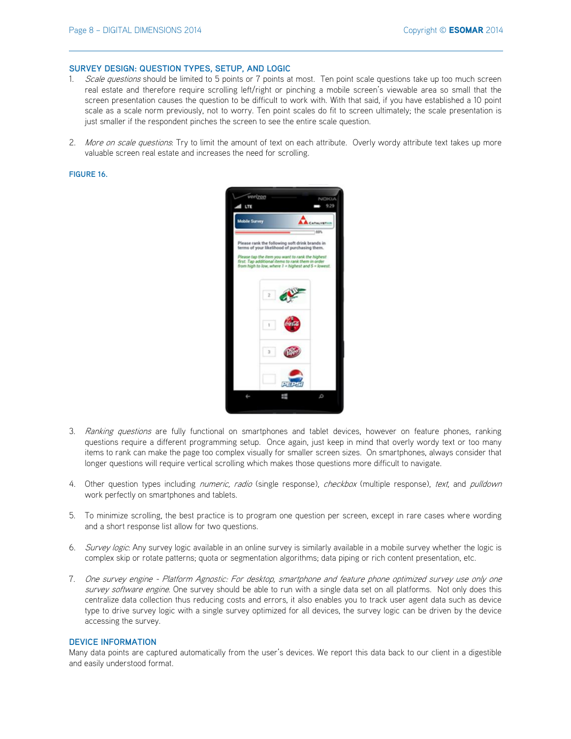## SURVEY DESIGN: QUESTION TYPES, SETUP, AND LOGIC

1. *Scale questions* should be limited to 5 points or 7 points at most. Ten point scale questions take up too much screen real estate and therefore require scrolling left/right or pinching a mobile screen's viewable area so small that the screen presentation causes the question to be difficult to work with. With that said, if you have established a 10 point scale as a scale norm previously, not to worry. Ten point scales do fit to screen ultimately; the scale presentation is just smaller if the respondent pinches the screen to see the entire scale question.

2. *More on scale questions*: Try to limit the amount of text on each attribute. Overly wordy attribute text takes up more valuable screen real estate and increases the need for scrolling.

**FIGURE 16.**

3. *Ranking questions* are fully functional on smartphones and tablet devices, however on feature phones, ranking questions require a different programming setup. Once again, just keep in mind that overly wordy text or too many items to rank can make the page too complex visually for smaller screen sizes. On smartphones, always consider that longer questions will require vertical scrolling which makes those questions more difficult to navigate.

4. Other question types including *numeric, radio* (single response), *checkbox* (multiple response), *text*, and *pulldown* work perfectly on smartphones and tablets.

5. To minimize scrolling, the best practice is to program one question per screen, except in rare cases where wording and a short response list allow for two questions.

6. *Survey logic*: Any survey logic available in an online survey is similarly available in a mobile survey whether the logic is complex skip or rotate patterns; quota or segmentation algorithms; data piping or rich content presentation, etc.

7. *One survey engine - Platform Agnostic: For desktop, smartphone and feature phone optimized survey use only one survey software engine*. One survey should be able to run with a single data set on all platforms. Not only does this centralize data collection thus reducing costs and errors, it also enables you to track user agent data such as device type to drive survey logic with a single survey optimized for all devices, the survey logic can be driven by the device accessing the survey.

## DEVICE INFORMATION

Many data points are captured automatically from the user's devices. We report this data back to our client in a digestible and easily understood format.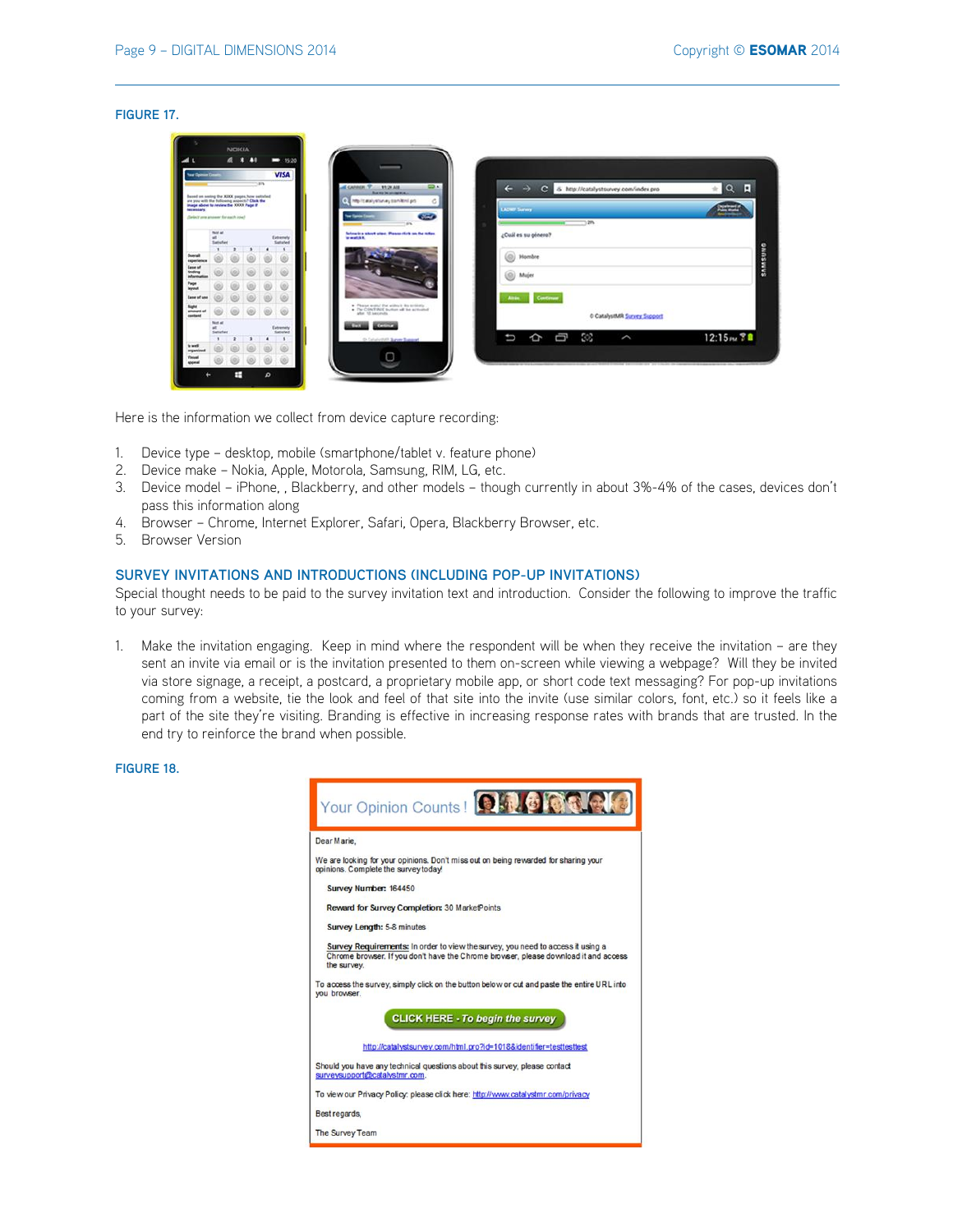**FIGURE 17.**

Here is the information we collect from device capture recording:

1. Device type – desktop, mobile (smartphone/tablet v. feature phone)
2. Device make – Nokia, Apple, Motorola, Samsung, RIM, LG, etc.
3. Device model – iPhone, , Blackberry, and other models – though currently in about 3%-4% of the cases, devices don't pass this information along
4. Browser – Chrome, Internet Explorer, Safari, Opera, Blackberry Browser, etc.
5. Browser Version

## SURVEY INVITATIONS AND INTRODUCTIONS (INCLUDING POP-UP INVITATIONS)

Special thought needs to be paid to the survey invitation text and introduction. Consider the following to improve the traffic to your survey:

1. Make the invitation engaging. Keep in mind where the respondent will be when they receive the invitation – are they sent an invite via email or is the invitation presented to them on-screen while viewing a webpage? Will they be invited via store signage, a receipt, a postcard, a proprietary mobile app, or short code text messaging? For pop-up invitations coming from a website, tie the look and feel of that site into the invite (use similar colors, font, etc.) so it feels like a part of the site they're visiting. Branding is effective in increasing response rates with brands that are trusted. In the end try to reinforce the brand when possible.

**FIGURE 18.**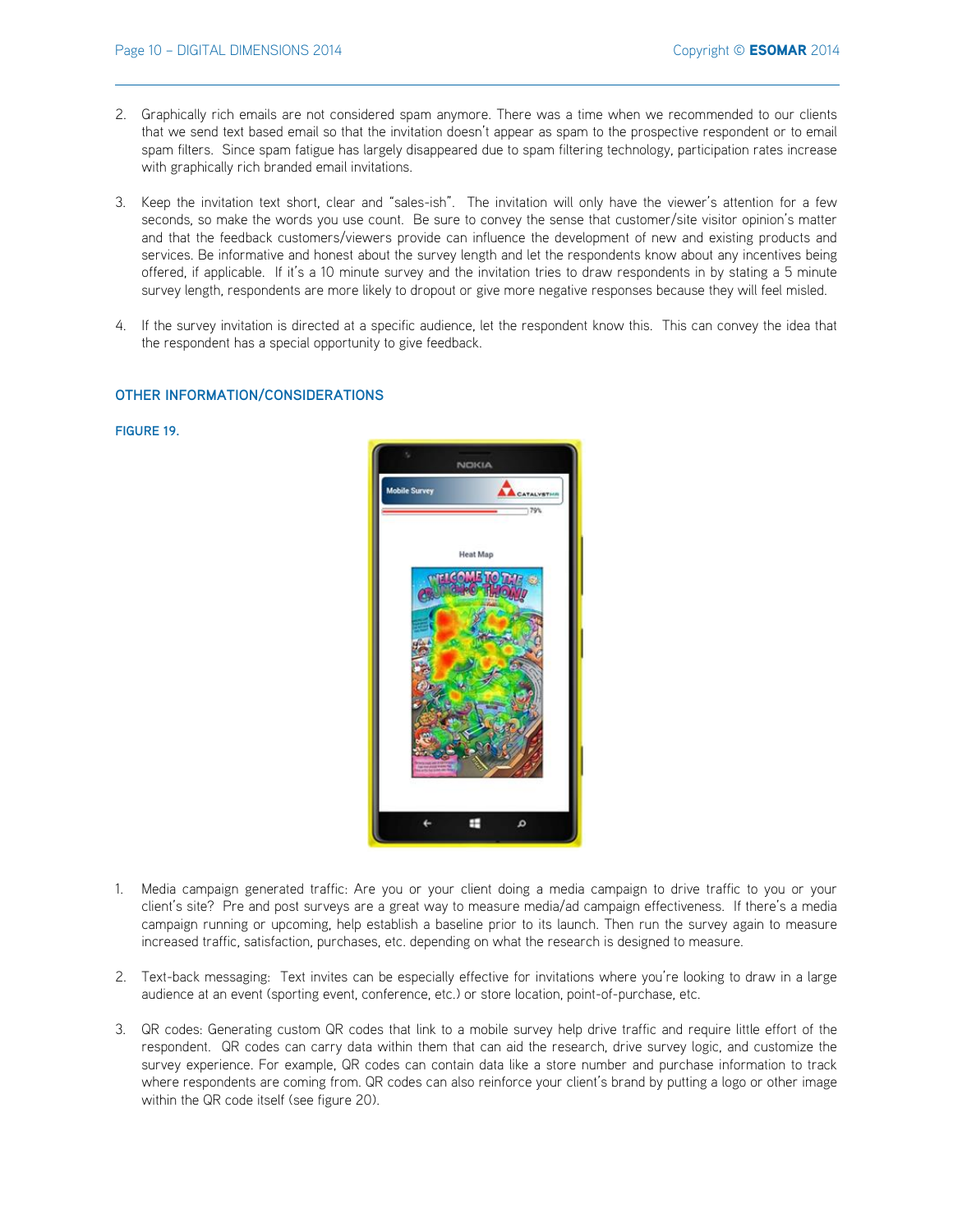2. Graphically rich emails are not considered spam anymore. There was a time when we recommended to our clients that we send text based email so that the invitation doesn't appear as spam to the prospective respondent or to email spam filters. Since spam fatigue has largely disappeared due to spam filtering technology, participation rates increase with graphically rich branded email invitations.

3. Keep the invitation text short, clear and "sales-ish". The invitation will only have the viewer's attention for a few seconds, so make the words you use count. Be sure to convey the sense that customer/site visitor opinion's matter and that the feedback customers/viewers provide can influence the development of new and existing products and services. Be informative and honest about the survey length and let the respondents know about any incentives being offered, if applicable. If it's a 10 minute survey and the invitation tries to draw respondents in by stating a 5 minute survey length, respondents are more likely to dropout or give more negative responses because they will feel misled.

4. If the survey invitation is directed at a specific audience, let the respondent know this. This can convey the idea that the respondent has a special opportunity to give feedback.

### OTHER INFORMATION/CONSIDERATIONS

**FIGURE 19.**

1. Media campaign generated traffic: Are you or your client doing a media campaign to drive traffic to you or your client's site? Pre and post surveys are a great way to measure media/ad campaign effectiveness. If there's a media campaign running or upcoming, help establish a baseline prior to its launch. Then run the survey again to measure increased traffic, satisfaction, purchases, etc. depending on what the research is designed to measure.

2. Text-back messaging: Text invites can be especially effective for invitations where you're looking to draw in a large audience at an event (sporting event, conference, etc.) or store location, point-of-purchase, etc.

3. QR codes: Generating custom QR codes that link to a mobile survey help drive traffic and require little effort of the respondent. QR codes can carry data within them that can aid the research, drive survey logic, and customize the survey experience. For example, QR codes can contain data like a store number and purchase information to track where respondents are coming from. QR codes can also reinforce your client's brand by putting a logo or other image within the QR code itself (see figure 20).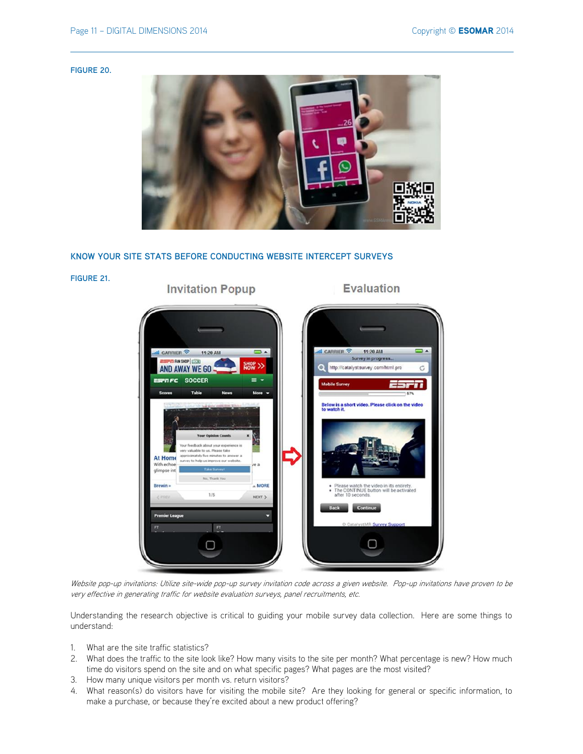**FIGURE 20.**

**KNOW YOUR SITE STATS BEFORE CONDUCTING WEBSITE INTERCEPT SURVEYS**

**FIGURE 21.**

*Website pop-up invitations: Utilize site-wide pop-up survey invitation code across a given website. Pop-up invitations have proven to be very effective in generating traffic for website evaluation surveys, panel recruitments, etc.*

Understanding the research objective is critical to guiding your mobile survey data collection. Here are some things to understand:

1. What are the site traffic statistics?
2. What does the traffic to the site look like? How many visits to the site per month? What percentage is new? How much time do visitors spend on the site and on what specific pages? What pages are the most visited?
3. How many unique visitors per month vs. return visitors?
4. What reason(s) do visitors have for visiting the mobile site? Are they looking for general or specific information, to make a purchase, or because they're excited about a new product offering?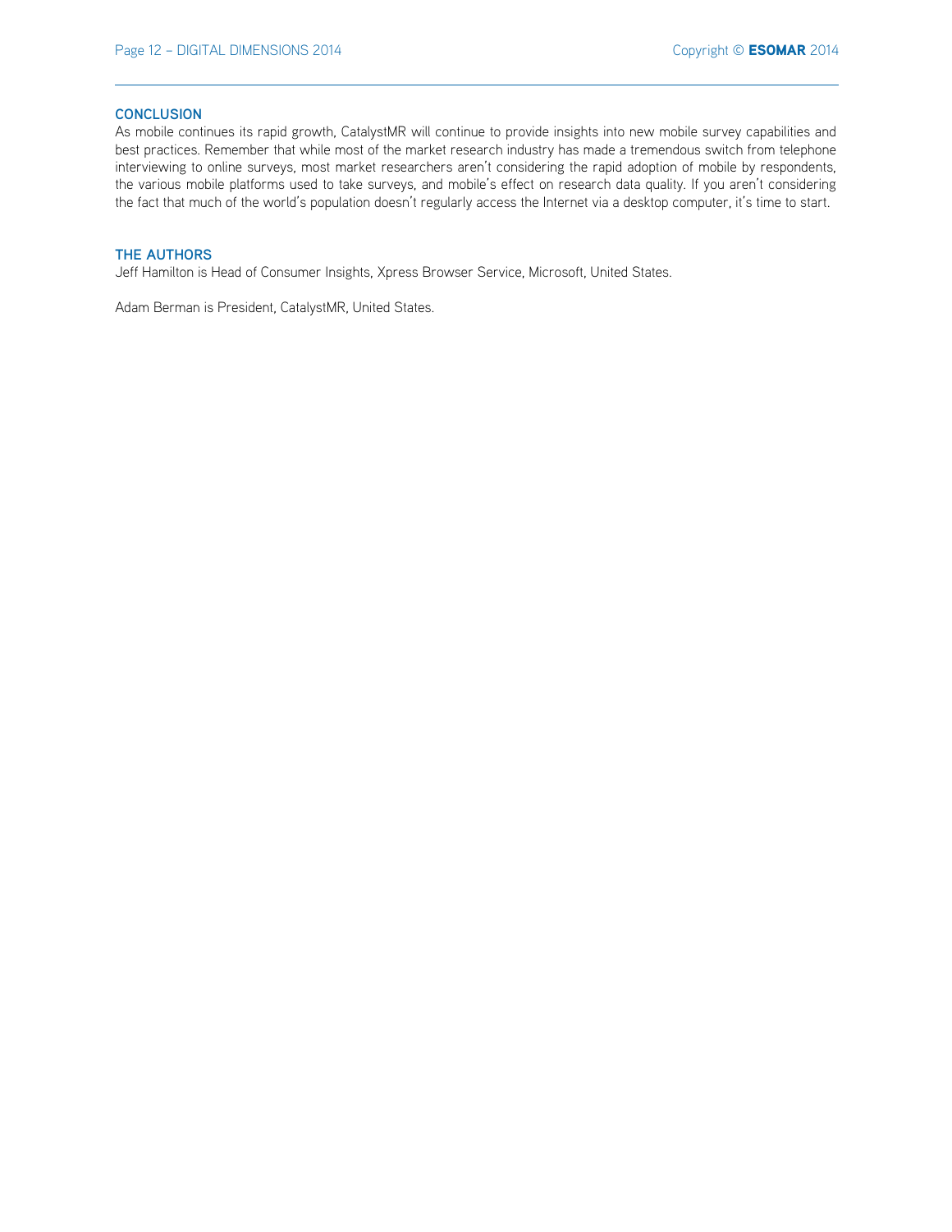## CONCLUSION

As mobile continues its rapid growth, CatalystMR will continue to provide insights into new mobile survey capabilities and best practices. Remember that while most of the market research industry has made a tremendous switch from telephone interviewing to online surveys, most market researchers aren't considering the rapid adoption of mobile by respondents, the various mobile platforms used to take surveys, and mobile's effect on research data quality. If you aren't considering the fact that much of the world's population doesn't regularly access the Internet via a desktop computer, it's time to start.

## THE AUTHORS

Jeff Hamilton is Head of Consumer Insights, Xpress Browser Service, Microsoft, United States.

Adam Berman is President, CatalystMR, United States.